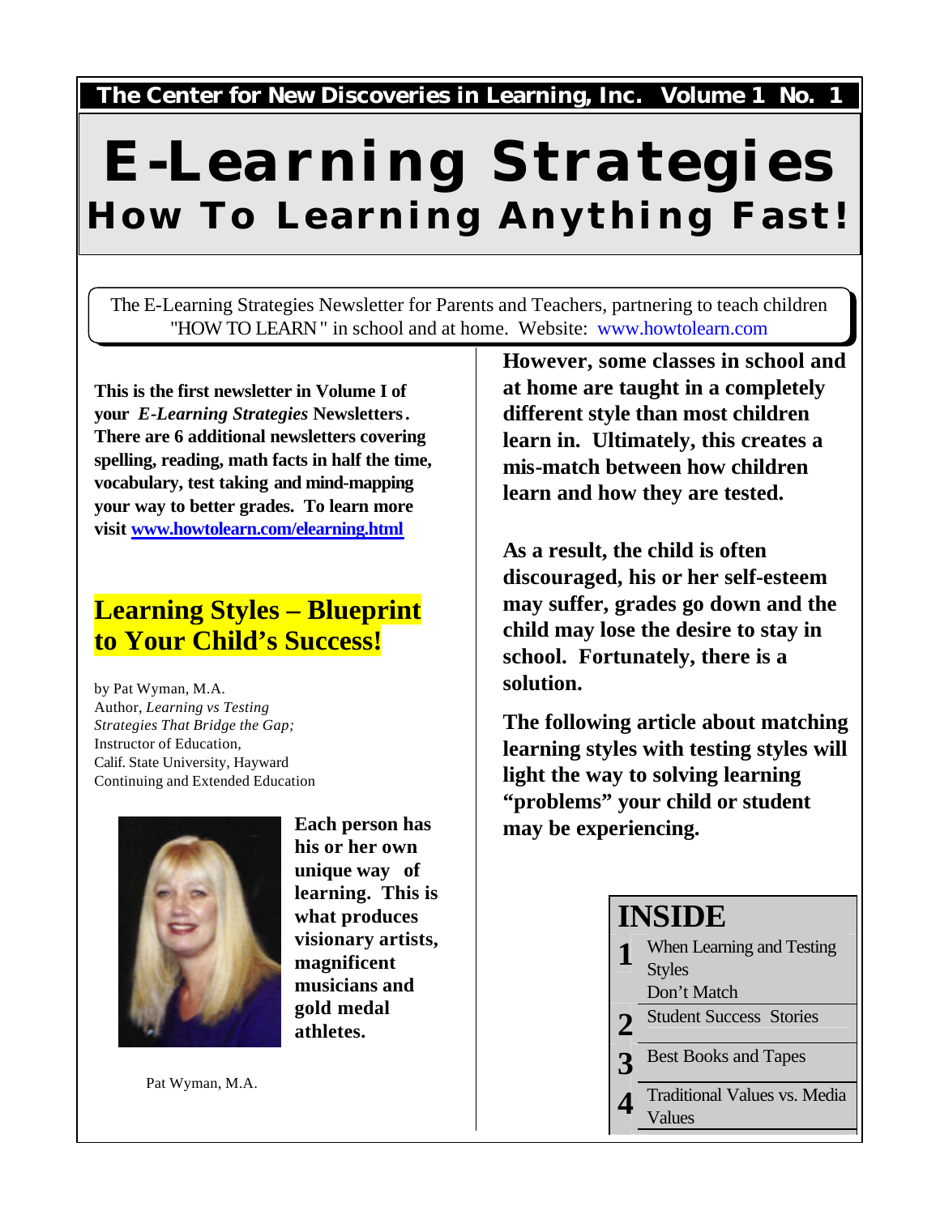**The Center for New Discoveries in Learning, Inc. Volume 1 No. 1**

# E-Learning Strategies
## How To Learning Anything Fast!

The E-Learning Strategies Newsletter for Parents and Teachers, partnering to teach children "HOW TO LEARN" in school and at home. Website: www.howtolearn.com

**This is the first newsletter in Volume I of your *E-Learning Strategies* Newsletters. There are 6 additional newsletters covering spelling, reading, math facts in half the time, vocabulary, test taking and mind-mapping your way to better grades. To learn more visit [www.howtolearn.com/elearning.html](www.howtolearn.com/elearning.html)**

## Learning Styles – Blueprint to Your Child's Success!

by Pat Wyman, M.A.
Author, *Learning vs Testing Strategies That Bridge the Gap;*
Instructor of Education,
Calif. State University, Hayward
Continuing and Extended Education

Pat Wyman, M.A.

**Each person has his or her own unique way of learning. This is what produces visionary artists, magnificent musicians and gold medal athletes.**

**However, some classes in school and at home are taught in a completely different style than most children learn in. Ultimately, this creates a mis-match between how children learn and how they are tested.**

**As a result, the child is often discouraged, his or her self-esteem may suffer, grades go down and the child may lose the desire to stay in school. Fortunately, there is a solution.**

**The following article about matching learning styles with testing styles will light the way to solving learning "problems" your child or student may be experiencing.**

## INSIDE

1. When Learning and Testing Styles Don't Match
2. Student Success Stories
3. Best Books and Tapes
4. Traditional Values vs. Media Values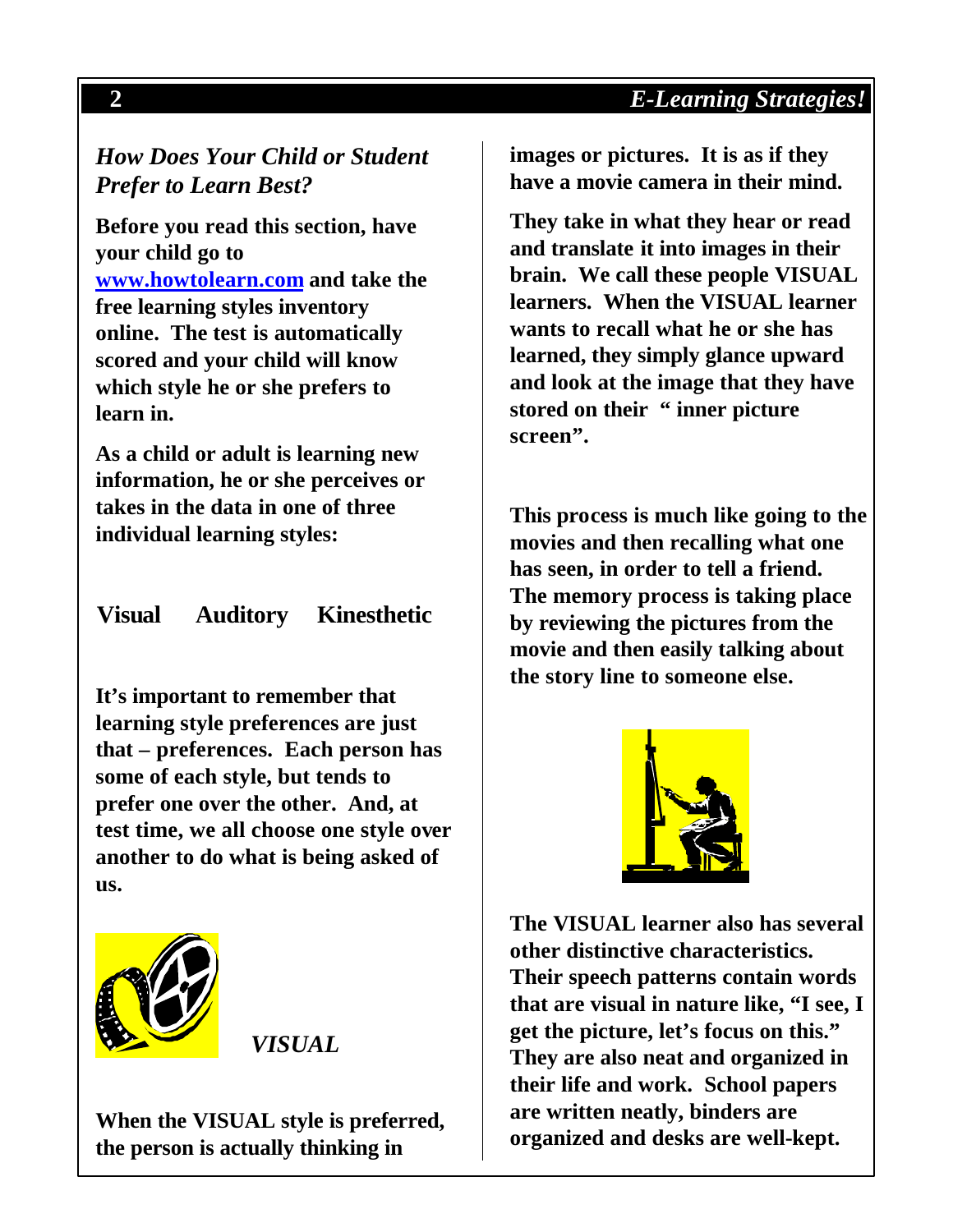## *How Does Your Child or Student Prefer to Learn Best?*

**Before you read this section, have your child go to [www.howtolearn.com](http://www.howtolearn.com) and take the free learning styles inventory online. The test is automatically scored and your child will know which style he or she prefers to learn in.**

**As a child or adult is learning new information, he or she perceives or takes in the data in one of three individual learning styles:**

**Visual     Auditory     Kinesthetic**

**It's important to remember that learning style preferences are just that – preferences. Each person has some of each style, but tends to prefer one over the other. And, at test time, we all choose one style over another to do what is being asked of us.**

### *VISUAL*

**When the VISUAL style is preferred, the person is actually thinking in images or pictures. It is as if they have a movie camera in their mind.**

**They take in what they hear or read and translate it into images in their brain. We call these people VISUAL learners. When the VISUAL learner wants to recall what he or she has learned, they simply glance upward and look at the image that they have stored on their " inner picture screen".**

**This process is much like going to the movies and then recalling what one has seen, in order to tell a friend. The memory process is taking place by reviewing the pictures from the movie and then easily talking about the story line to someone else.**

**The VISUAL learner also has several other distinctive characteristics. Their speech patterns contain words that are visual in nature like, "I see, I get the picture, let's focus on this." They are also neat and organized in their life and work. School papers are written neatly, binders are organized and desks are well-kept.**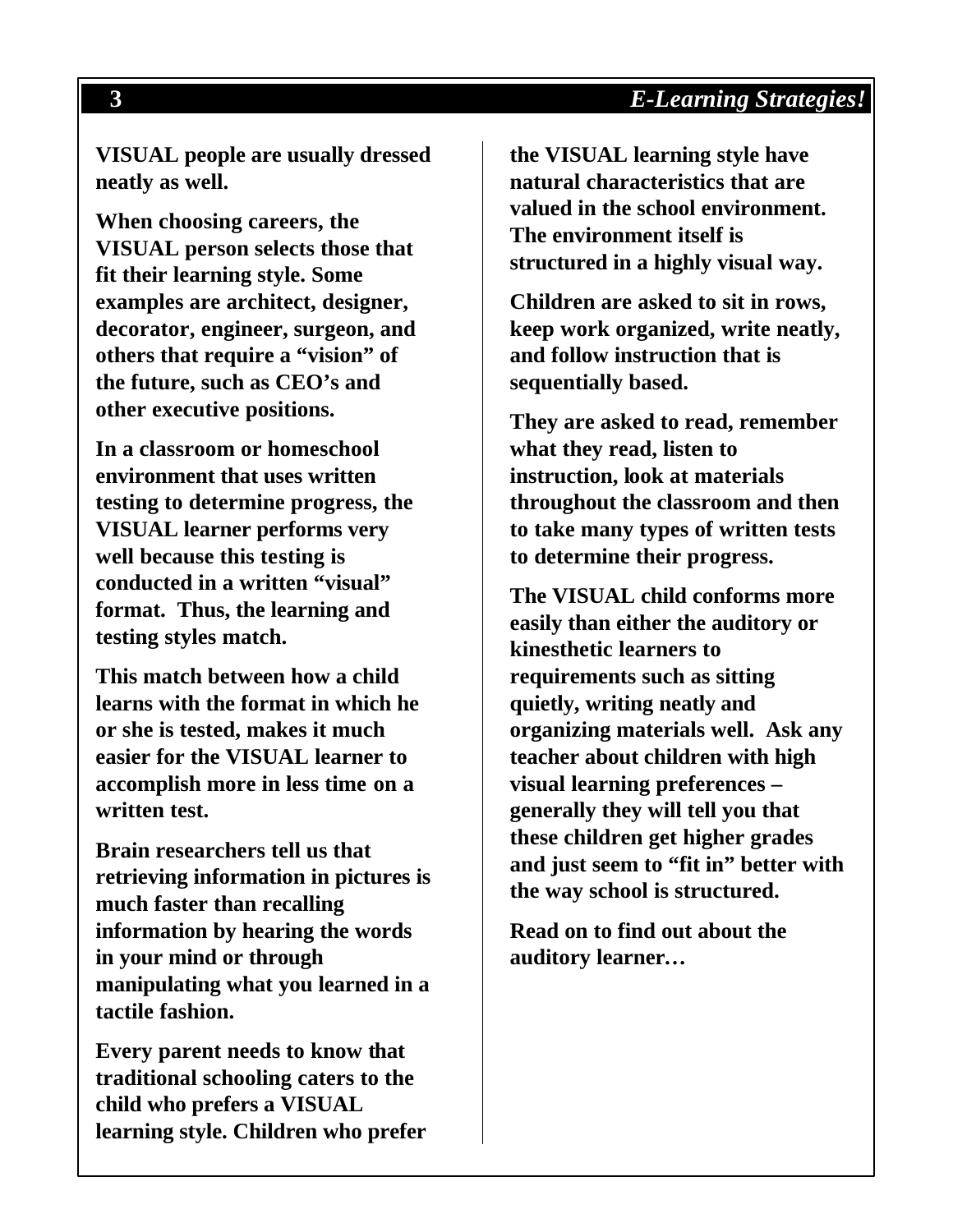**VISUAL people are usually dressed neatly as well.**

**When choosing careers, the VISUAL person selects those that fit their learning style. Some examples are architect, designer, decorator, engineer, surgeon, and others that require a "vision" of the future, such as CEO's and other executive positions.**

**In a classroom or homeschool environment that uses written testing to determine progress, the VISUAL learner performs very well because this testing is conducted in a written "visual" format. Thus, the learning and testing styles match.**

**This match between how a child learns with the format in which he or she is tested, makes it much easier for the VISUAL learner to accomplish more in less time on a written test.**

**Brain researchers tell us that retrieving information in pictures is much faster than recalling information by hearing the words in your mind or through manipulating what you learned in a tactile fashion.**

**Every parent needs to know that traditional schooling caters to the child who prefers a VISUAL learning style. Children who prefer the VISUAL learning style have natural characteristics that are valued in the school environment. The environment itself is structured in a highly visual way.**

**Children are asked to sit in rows, keep work organized, write neatly, and follow instruction that is sequentially based.**

**They are asked to read, remember what they read, listen to instruction, look at materials throughout the classroom and then to take many types of written tests to determine their progress.**

**The VISUAL child conforms more easily than either the auditory or kinesthetic learners to requirements such as sitting quietly, writing neatly and organizing materials well. Ask any teacher about children with high visual learning preferences – generally they will tell you that these children get higher grades and just seem to "fit in" better with the way school is structured.**

**Read on to find out about the auditory learner…**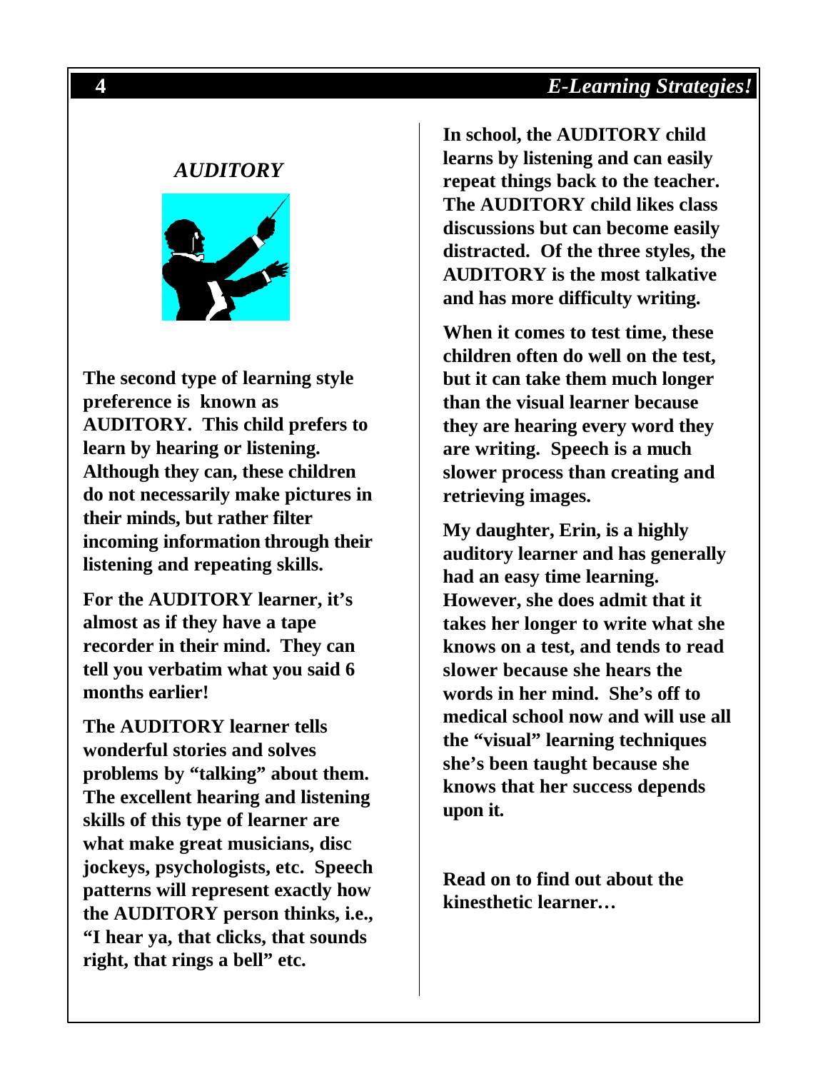## *AUDITORY*

**The second type of learning style preference is known as AUDITORY. This child prefers to learn by hearing or listening. Although they can, these children do not necessarily make pictures in their minds, but rather filter incoming information through their listening and repeating skills.**

**For the AUDITORY learner, it's almost as if they have a tape recorder in their mind. They can tell you verbatim what you said 6 months earlier!**

**The AUDITORY learner tells wonderful stories and solves problems by "talking" about them. The excellent hearing and listening skills of this type of learner are what make great musicians, disc jockeys, psychologists, etc. Speech patterns will represent exactly how the AUDITORY person thinks, i.e., "I hear ya, that clicks, that sounds right, that rings a bell" etc.**

**In school, the AUDITORY child learns by listening and can easily repeat things back to the teacher. The AUDITORY child likes class discussions but can become easily distracted. Of the three styles, the AUDITORY is the most talkative and has more difficulty writing.**

**When it comes to test time, these children often do well on the test, but it can take them much longer than the visual learner because they are hearing every word they are writing. Speech is a much slower process than creating and retrieving images.**

**My daughter, Erin, is a highly auditory learner and has generally had an easy time learning. However, she does admit that it takes her longer to write what she knows on a test, and tends to read slower because she hears the words in her mind. She's off to medical school now and will use all the "visual" learning techniques she's been taught because she knows that her success depends upon it.**

**Read on to find out about the kinesthetic learner…**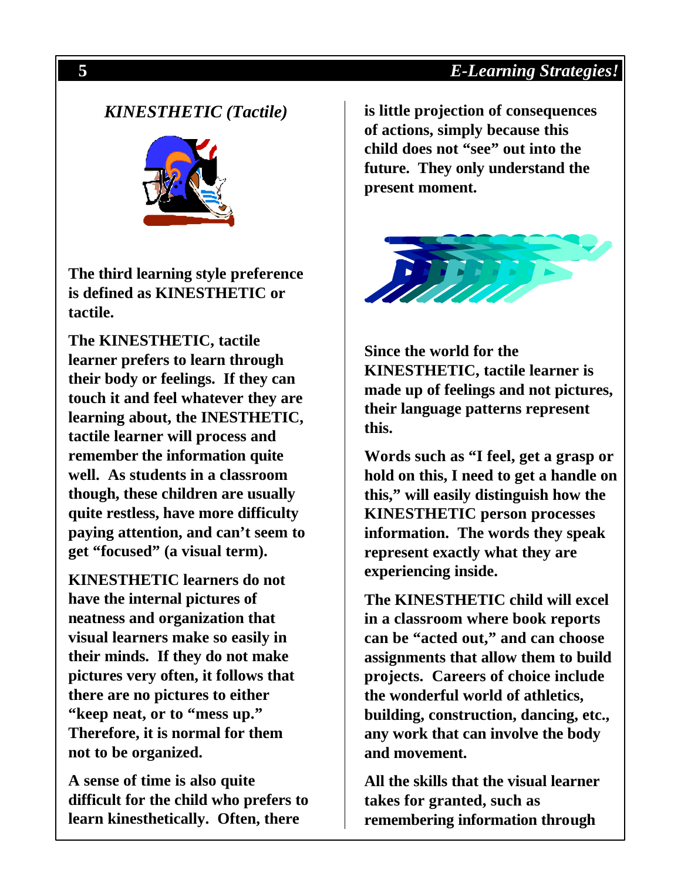## *KINESTHETIC (Tactile)*

**The third learning style preference is defined as KINESTHETIC or tactile.**

**The KINESTHETIC, tactile learner prefers to learn through their body or feelings. If they can touch it and feel whatever they are learning about, the INESTHETIC, tactile learner will process and remember the information quite well. As students in a classroom though, these children are usually quite restless, have more difficulty paying attention, and can't seem to get "focused" (a visual term).**

**KINESTHETIC learners do not have the internal pictures of neatness and organization that visual learners make so easily in their minds. If they do not make pictures very often, it follows that there are no pictures to either "keep neat, or to "mess up." Therefore, it is normal for them not to be organized.**

**A sense of time is also quite difficult for the child who prefers to learn kinesthetically. Often, there is little projection of consequences of actions, simply because this child does not "see" out into the future. They only understand the present moment.**

**Since the world for the KINESTHETIC, tactile learner is made up of feelings and not pictures, their language patterns represent this.**

**Words such as "I feel, get a grasp or hold on this, I need to get a handle on this," will easily distinguish how the KINESTHETIC person processes information. The words they speak represent exactly what they are experiencing inside.**

**The KINESTHETIC child will excel in a classroom where book reports can be "acted out," and can choose assignments that allow them to build projects. Careers of choice include the wonderful world of athletics, building, construction, dancing, etc., any work that can involve the body and movement.**

**All the skills that the visual learner takes for granted, such as remembering information through**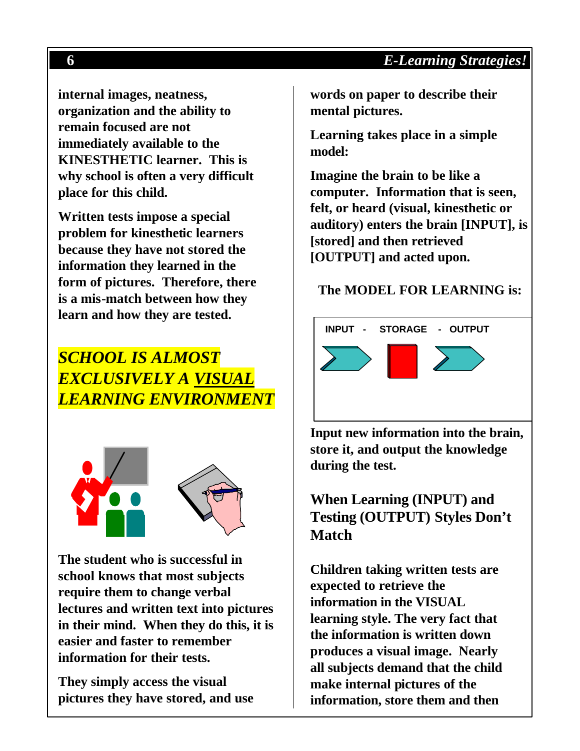**internal images, neatness, organization and the ability to remain focused are not immediately available to the KINESTHETIC learner. This is why school is often a very difficult place for this child.**

**Written tests impose a special problem for kinesthetic learners because they have not stored the information they learned in the form of pictures. Therefore, there is a mis-match between how they learn and how they are tested.**

## *SCHOOL IS ALMOST EXCLUSIVELY A VISUAL LEARNING ENVIRONMENT*

**The student who is successful in school knows that most subjects require them to change verbal lectures and written text into pictures in their mind. When they do this, it is easier and faster to remember information for their tests.**

**They simply access the visual pictures they have stored, and use words on paper to describe their mental pictures.**

**Learning takes place in a simple model:**

**Imagine the brain to be like a computer. Information that is seen, felt, or heard (visual, kinesthetic or auditory) enters the brain [INPUT], is [stored] and then retrieved [OUTPUT] and acted upon.**

**The MODEL FOR LEARNING is:**

INPUT - STORAGE - OUTPUT

**Input new information into the brain, store it, and output the knowledge during the test.**

## When Learning (INPUT) and Testing (OUTPUT) Styles Don't Match

**Children taking written tests are expected to retrieve the information in the VISUAL learning style. The very fact that the information is written down produces a visual image. Nearly all subjects demand that the child make internal pictures of the information, store them and then**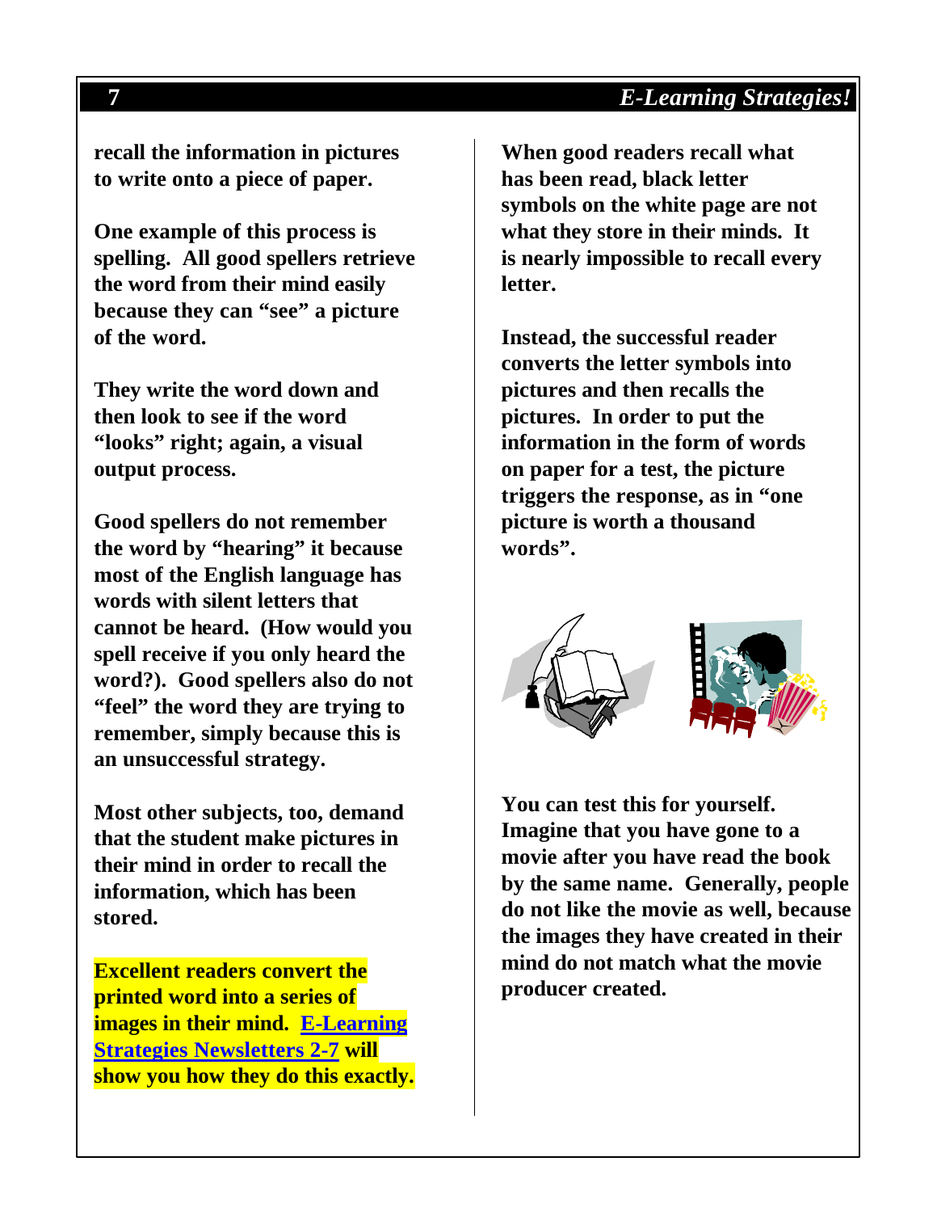**recall the information in pictures to write onto a piece of paper.**

**One example of this process is spelling. All good spellers retrieve the word from their mind easily because they can "see" a picture of the word.**

**They write the word down and then look to see if the word "looks" right; again, a visual output process.**

**Good spellers do not remember the word by "hearing" it because most of the English language has words with silent letters that cannot be heard. (How would you spell receive if you only heard the word?). Good spellers also do not "feel" the word they are trying to remember, simply because this is an unsuccessful strategy.**

**Most other subjects, too, demand that the student make pictures in their mind in order to recall the information, which has been stored.**

**Excellent readers convert the printed word into a series of images in their mind. E-Learning Strategies Newsletters 2-7 will show you how they do this exactly.**

**When good readers recall what has been read, black letter symbols on the white page are not what they store in their minds. It is nearly impossible to recall every letter.**

**Instead, the successful reader converts the letter symbols into pictures and then recalls the pictures. In order to put the information in the form of words on paper for a test, the picture triggers the response, as in "one picture is worth a thousand words".**

**You can test this for yourself. Imagine that you have gone to a movie after you have read the book by the same name. Generally, people do not like the movie as well, because the images they have created in their mind do not match what the movie producer created.**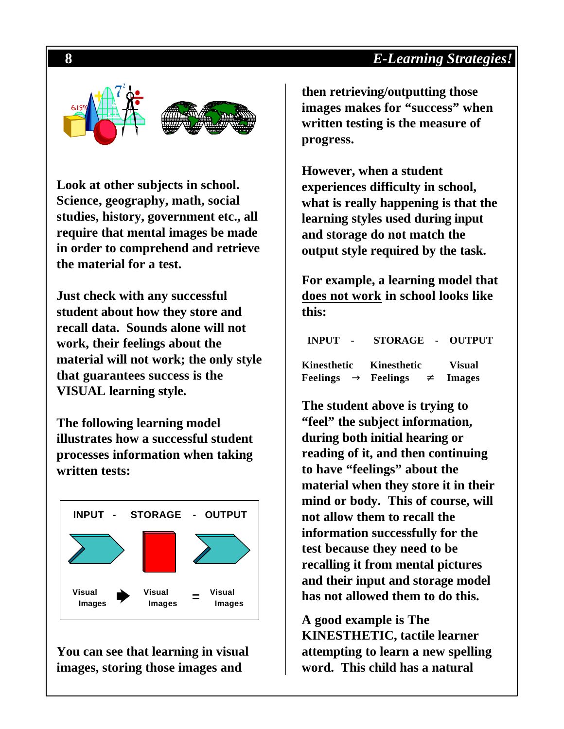Look at other subjects in school. Science, geography, math, social studies, history, government etc., all require that mental images be made in order to comprehend and retrieve the material for a test.

Just check with any successful student about how they store and recall data. Sounds alone will not work, their feelings about the material will not work; the only style that guarantees success is the VISUAL learning style.

The following learning model illustrates how a successful student processes information when taking written tests:

INPUT - STORAGE - OUTPUT

Visual Images → Visual Images = Visual Images

You can see that learning in visual images, storing those images and then retrieving/outputting those images makes for "success" when written testing is the measure of progress.

However, when a student experiences difficulty in school, what is really happening is that the learning styles used during input and storage do not match the output style required by the task.

For example, a learning model that <u>does not work</u> in school looks like this:

| INPUT - | | STORAGE - | | OUTPUT |
|---|---|---|---|---|
| Kinesthetic Feelings | → | Kinesthetic Feelings | ≠ | Visual Images |

The student above is trying to "feel" the subject information, during both initial hearing or reading of it, and then continuing to have "feelings" about the material when they store it in their mind or body. This of course, will not allow them to recall the information successfully for the test because they need to be recalling it from mental pictures and their input and storage model has not allowed them to do this.

A good example is The KINESTHETIC, tactile learner attempting to learn a new spelling word. This child has a natural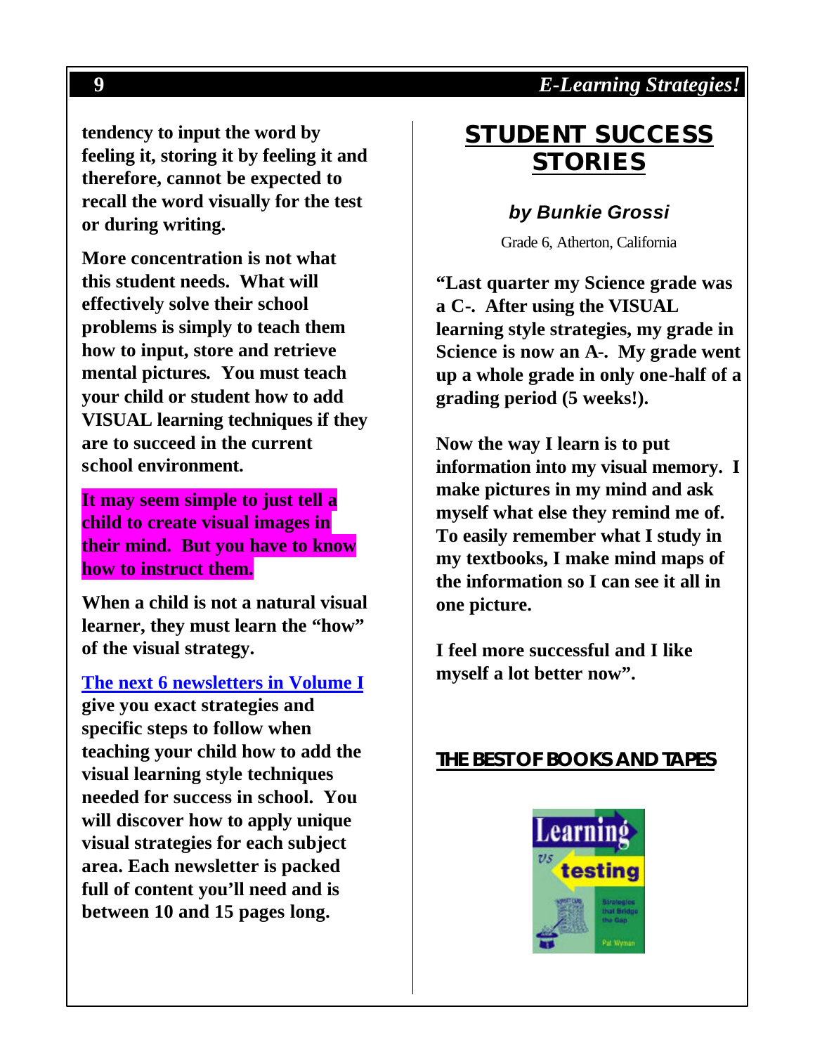**tendency to input the word by feeling it, storing it by feeling it and therefore, cannot be expected to recall the word visually for the test or during writing.**

**More concentration is not what this student needs. What will effectively solve their school problems is simply to teach them how to input, store and retrieve mental pictures. You must teach your child or student how to add VISUAL learning techniques if they are to succeed in the current school environment.**

**It may seem simple to just tell a child to create visual images in their mind. But you have to know how to instruct them.**

**When a child is not a natural visual learner, they must learn the "how" of the visual strategy.**

**The next 6 newsletters in Volume I give you exact strategies and specific steps to follow when teaching your child how to add the visual learning style techniques needed for success in school. You will discover how to apply unique visual strategies for each subject area. Each newsletter is packed full of content you'll need and is between 10 and 15 pages long.**

## STUDENT SUCCESS STORIES

***by Bunkie Grossi***

Grade 6, Atherton, California

**"Last quarter my Science grade was a C-. After using the VISUAL learning style strategies, my grade in Science is now an A-. My grade went up a whole grade in only one-half of a grading period (5 weeks!).**

**Now the way I learn is to put information into my visual memory. I make pictures in my mind and ask myself what else they remind me of. To easily remember what I study in my textbooks, I make mind maps of the information so I can see it all in one picture.**

**I feel more successful and I like myself a lot better now".**

## THE BEST OF BOOKS AND TAPES

Learning vs testing

Strategies that Bridge the Gap

Pat Wyman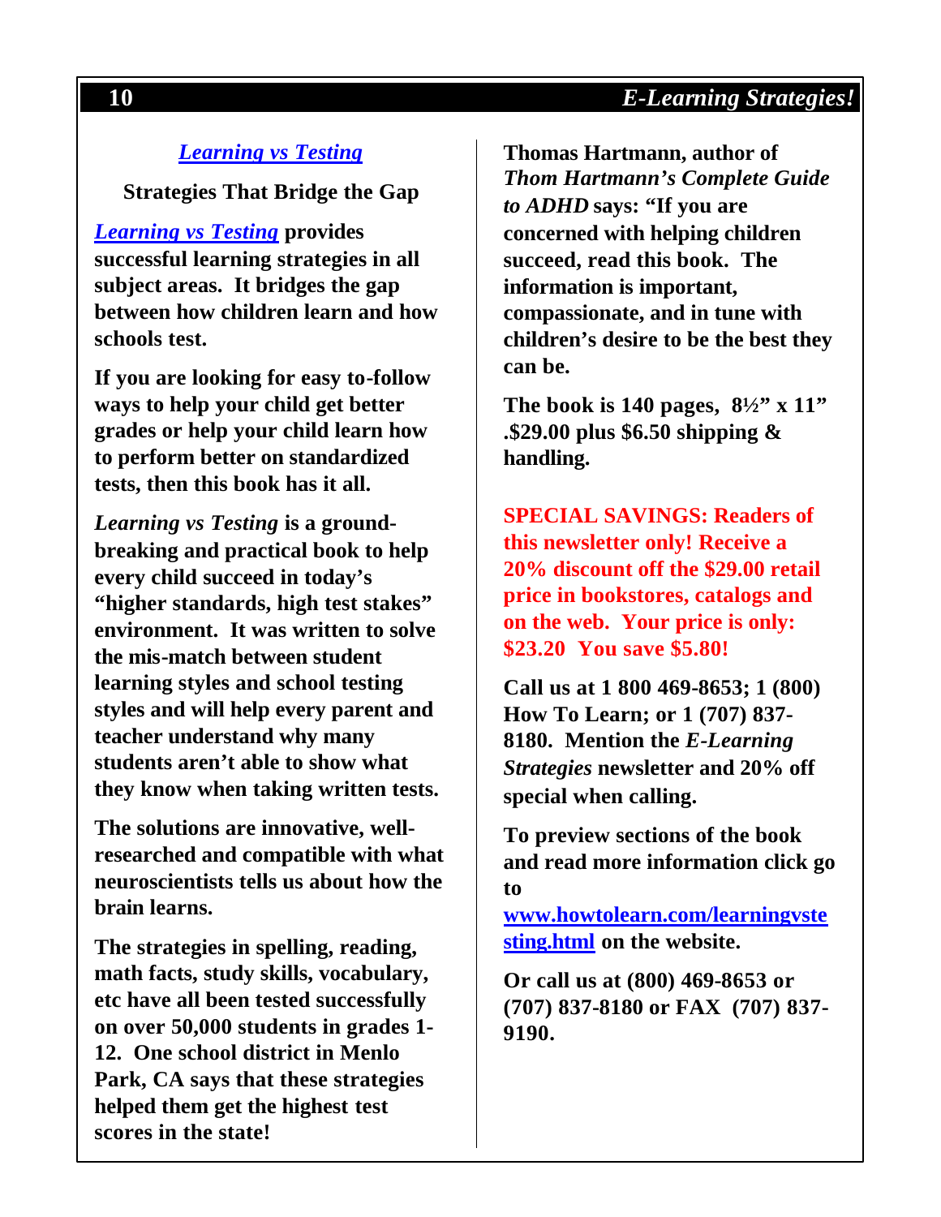## *Learning vs Testing*

### Strategies That Bridge the Gap

***Learning vs Testing*** **provides successful learning strategies in all subject areas. It bridges the gap between how children learn and how schools test.**

**If you are looking for easy to-follow ways to help your child get better grades or help your child learn how to perform better on standardized tests, then this book has it all.**

***Learning vs Testing*** **is a ground-breaking and practical book to help every child succeed in today's "higher standards, high test stakes" environment. It was written to solve the mis-match between student learning styles and school testing styles and will help every parent and teacher understand why many students aren't able to show what they know when taking written tests.**

**The solutions are innovative, well-researched and compatible with what neuroscientists tells us about how the brain learns.**

**The strategies in spelling, reading, math facts, study skills, vocabulary, etc have all been tested successfully on over 50,000 students in grades 1-12. One school district in Menlo Park, CA says that these strategies helped them get the highest test scores in the state!**

**Thomas Hartmann, author of** ***Thom Hartmann's Complete Guide to ADHD*** **says: "If you are concerned with helping children succeed, read this book. The information is important, compassionate, and in tune with children's desire to be the best they can be.**

**The book is 140 pages, 8½" x 11" .$29.00 plus $6.50 shipping & handling.**

**SPECIAL SAVINGS: Readers of this newsletter only! Receive a 20% discount off the $29.00 retail price in bookstores, catalogs and on the web. Your price is only: $23.20 You save $5.80!**

**Call us at 1 800 469-8653; 1 (800) How To Learn; or 1 (707) 837-8180. Mention the** ***E-Learning Strategies*** **newsletter and 20% off special when calling.**

**To preview sections of the book and read more information click go to [www.howtolearn.com/learningvstesting.html](http://www.howtolearn.com/learningvstesting.html) on the website.**

**Or call us at (800) 469-8653 or (707) 837-8180 or FAX (707) 837-9190.**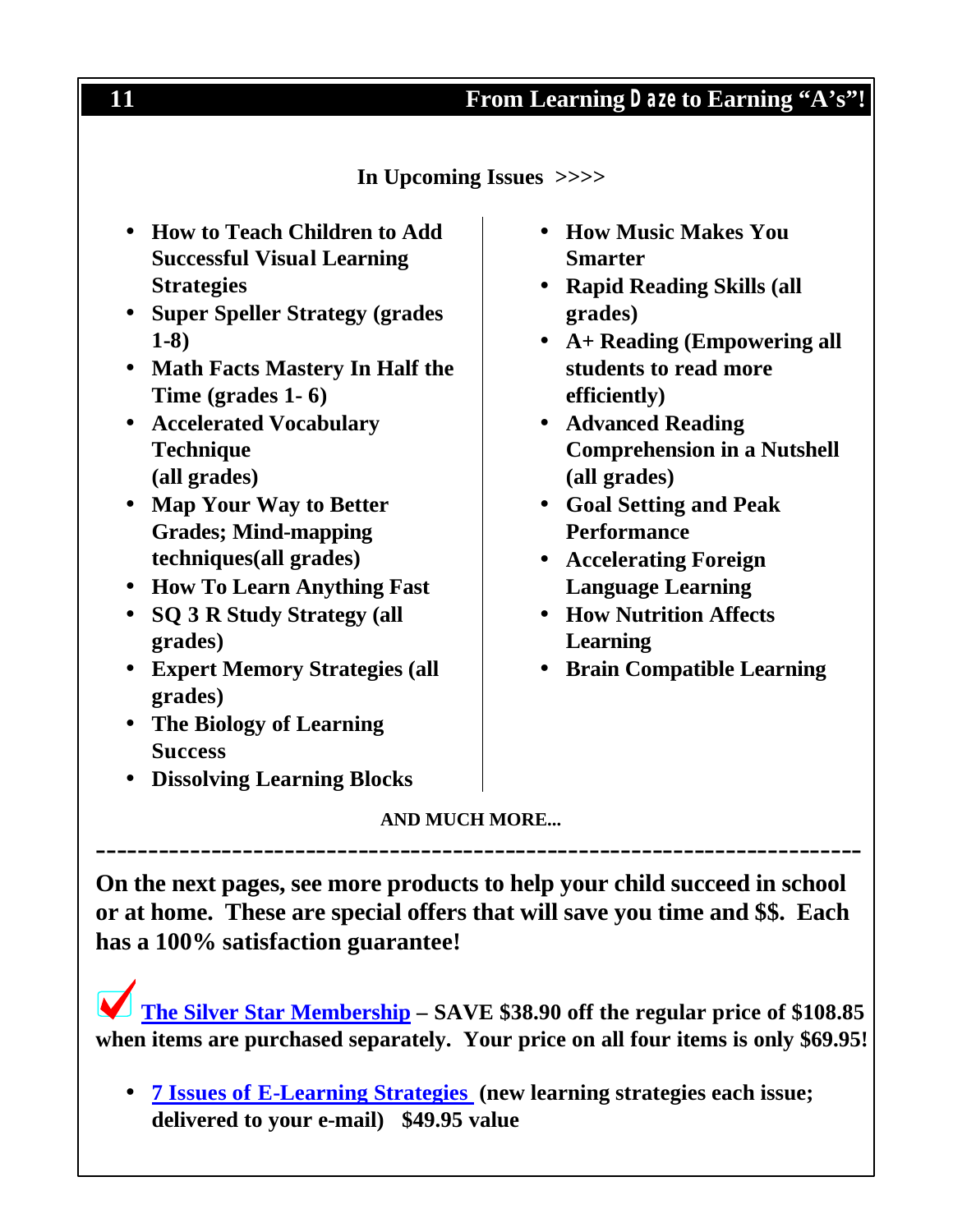**In Upcoming Issues >>>>**

- **How to Teach Children to Add Successful Visual Learning Strategies**
- **Super Speller Strategy (grades 1-8)**
- **Math Facts Mastery In Half the Time (grades 1- 6)**
- **Accelerated Vocabulary Technique (all grades)**
- **Map Your Way to Better Grades; Mind-mapping techniques(all grades)**
- **How To Learn Anything Fast**
- **SQ 3 R Study Strategy (all grades)**
- **Expert Memory Strategies (all grades)**
- **The Biology of Learning Success**
- **Dissolving Learning Blocks**
- **How Music Makes You Smarter**
- **Rapid Reading Skills (all grades)**
- **A+ Reading (Empowering all students to read more efficiently)**
- **Advanced Reading Comprehension in a Nutshell (all grades)**
- **Goal Setting and Peak Performance**
- **Accelerating Foreign Language Learning**
- **How Nutrition Affects Learning**
- **Brain Compatible Learning**

**AND MUCH MORE...**

---

**On the next pages, see more products to help your child succeed in school or at home. These are special offers that will save you time and $$. Each has a 100% satisfaction guarantee!**

**The Silver Star Membership – SAVE $38.90 off the regular price of $108.85 when items are purchased separately. Your price on all four items is only $69.95!**

- **7 Issues of E-Learning Strategies (new learning strategies each issue; delivered to your e-mail) $49.95 value**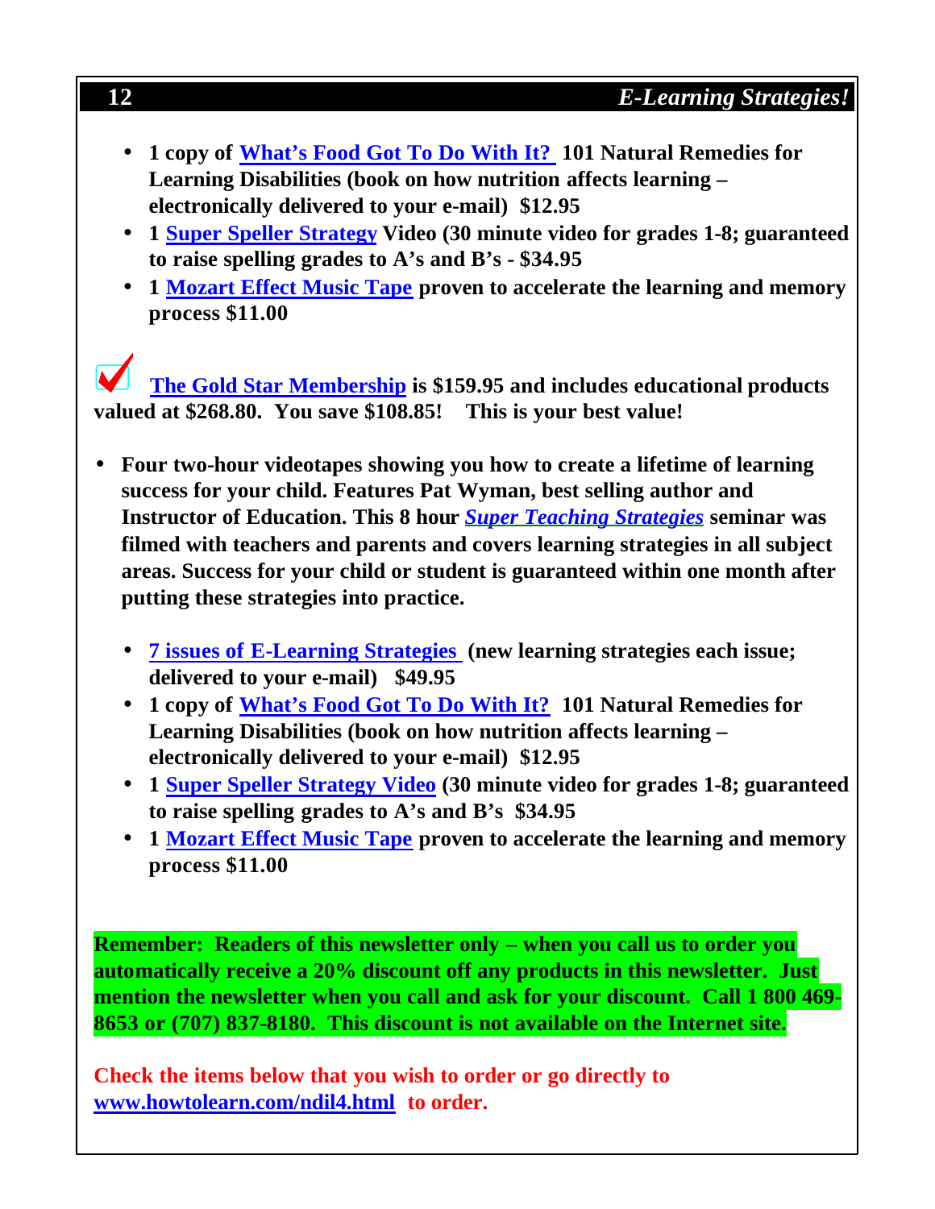- **1 copy of What's Food Got To Do With It? 101 Natural Remedies for Learning Disabilities (book on how nutrition affects learning – electronically delivered to your e-mail) $12.95**
- **1 Super Speller Strategy Video (30 minute video for grades 1-8; guaranteed to raise spelling grades to A's and B's - $34.95**
- **1 Mozart Effect Music Tape proven to accelerate the learning and memory process $11.00**

☑ **The Gold Star Membership is $159.95 and includes educational products valued at $268.80. You save $108.85! This is your best value!**

- **Four two-hour videotapes showing you how to create a lifetime of learning success for your child. Features Pat Wyman, best selling author and Instructor of Education. This 8 hour *Super Teaching Strategies* seminar was filmed with teachers and parents and covers learning strategies in all subject areas. Success for your child or student is guaranteed within one month after putting these strategies into practice.**
  - **7 issues of E-Learning Strategies (new learning strategies each issue; delivered to your e-mail) $49.95**
  - **1 copy of What's Food Got To Do With It? 101 Natural Remedies for Learning Disabilities (book on how nutrition affects learning – electronically delivered to your e-mail) $12.95**
  - **1 Super Speller Strategy Video (30 minute video for grades 1-8; guaranteed to raise spelling grades to A's and B's $34.95**
  - **1 Mozart Effect Music Tape proven to accelerate the learning and memory process $11.00**

**Remember: Readers of this newsletter only – when you call us to order you automatically receive a 20% discount off any products in this newsletter. Just mention the newsletter when you call and ask for your discount. Call 1 800 469-8653 or (707) 837-8180. This discount is not available on the Internet site.**

**Check the items below that you wish to order or go directly to www.howtolearn.com/ndil4.html to order.**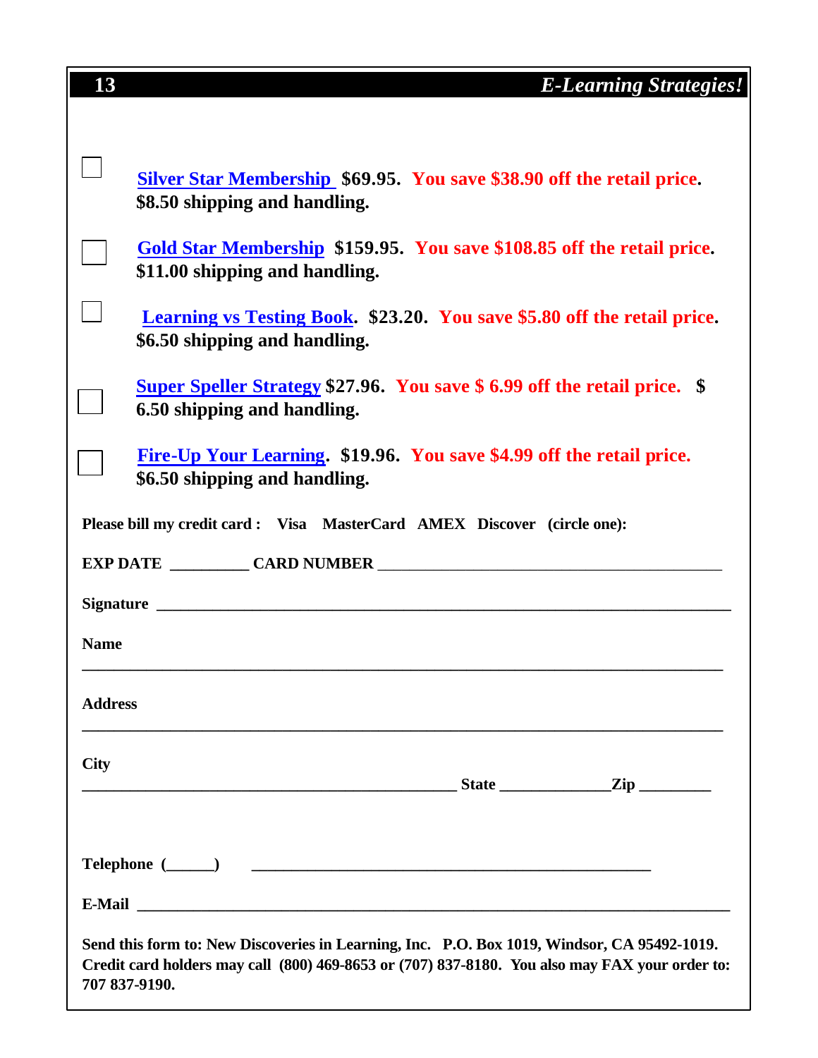- [ ] **Silver Star Membership $69.95. You save $38.90 off the retail price. $8.50 shipping and handling.**

- [ ] **Gold Star Membership $159.95. You save $108.85 off the retail price. $11.00 shipping and handling.**

- [ ] **Learning vs Testing Book. $23.20. You save $5.80 off the retail price. $6.50 shipping and handling.**

- [ ] **Super Speller Strategy $27.96. You save $ 6.99 off the retail price. $ 6.50 shipping and handling.**

- [ ] **Fire-Up Your Learning. $19.96. You save $4.99 off the retail price. $6.50 shipping and handling.**

**Please bill my credit card : Visa MasterCard AMEX Discover (circle one):**

**EXP DATE __________ CARD NUMBER ____________________________________________**

**Signature __________________________________________________________________**

**Name**

**__________________________________________________________________________**

**Address**

**__________________________________________________________________________**

**City**

**________________________________________________ State _____________Zip _________**

**Telephone (______) _________________________________________________**

**E-Mail ____________________________________________________________________**

**Send this form to: New Discoveries in Learning, Inc. P.O. Box 1019, Windsor, CA 95492-1019. Credit card holders may call (800) 469-8653 or (707) 837-8180. You also may FAX your order to: 707 837-9190.**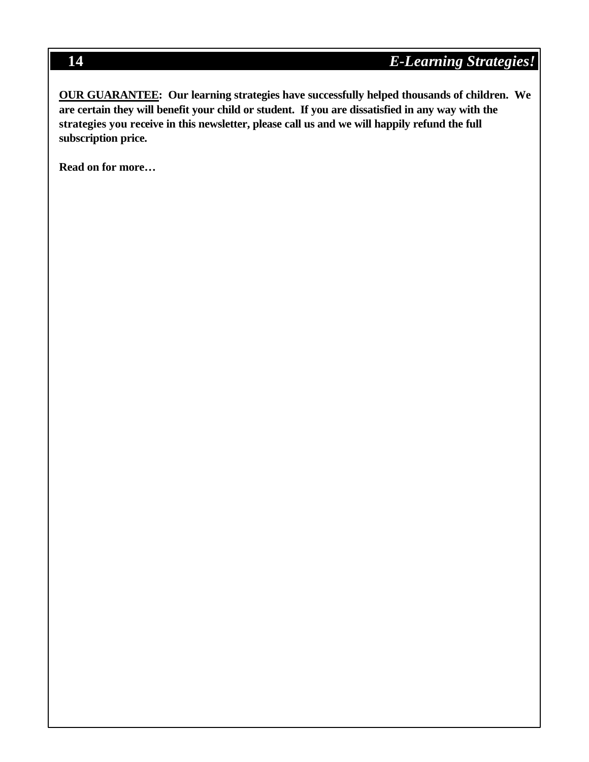**OUR GUARANTEE: Our learning strategies have successfully helped thousands of children. We are certain they will benefit your child or student. If you are dissatisfied in any way with the strategies you receive in this newsletter, please call us and we will happily refund the full subscription price.**

**Read on for more…**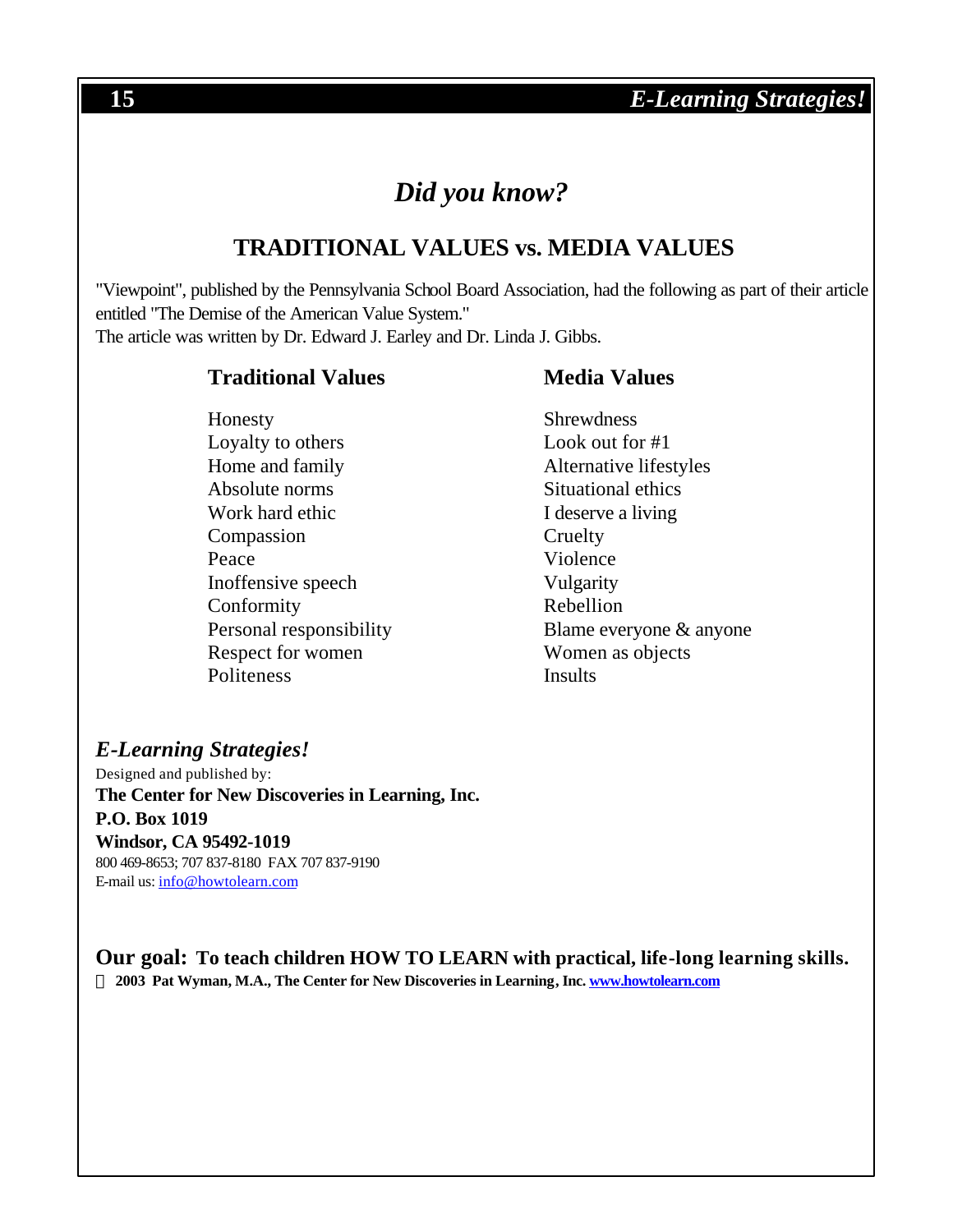# *Did you know?*

## TRADITIONAL VALUES vs. MEDIA VALUES

"Viewpoint", published by the Pennsylvania School Board Association, had the following as part of their article entitled "The Demise of the American Value System."
The article was written by Dr. Edward J. Earley and Dr. Linda J. Gibbs.

| Traditional Values | Media Values |
|---|---|
| Honesty | Shrewdness |
| Loyalty to others | Look out for #1 |
| Home and family | Alternative lifestyles |
| Absolute norms | Situational ethics |
| Work hard ethic | I deserve a living |
| Compassion | Cruelty |
| Peace | Violence |
| Inoffensive speech | Vulgarity |
| Conformity | Rebellion |
| Personal responsibility | Blame everyone & anyone |
| Respect for women | Women as objects |
| Politeness | Insults |

***E-Learning Strategies!***
Designed and published by:
**The Center for New Discoveries in Learning, Inc.**
**P.O. Box 1019**
**Windsor, CA 95492-1019**
800 469-8653; 707 837-8180 FAX 707 837-9190
E-mail us: info@howtolearn.com

**Our goal: To teach children HOW TO LEARN with practical, life-long learning skills.**
**© 2003 Pat Wyman, M.A., The Center for New Discoveries in Learning, Inc. www.howtolearn.com**